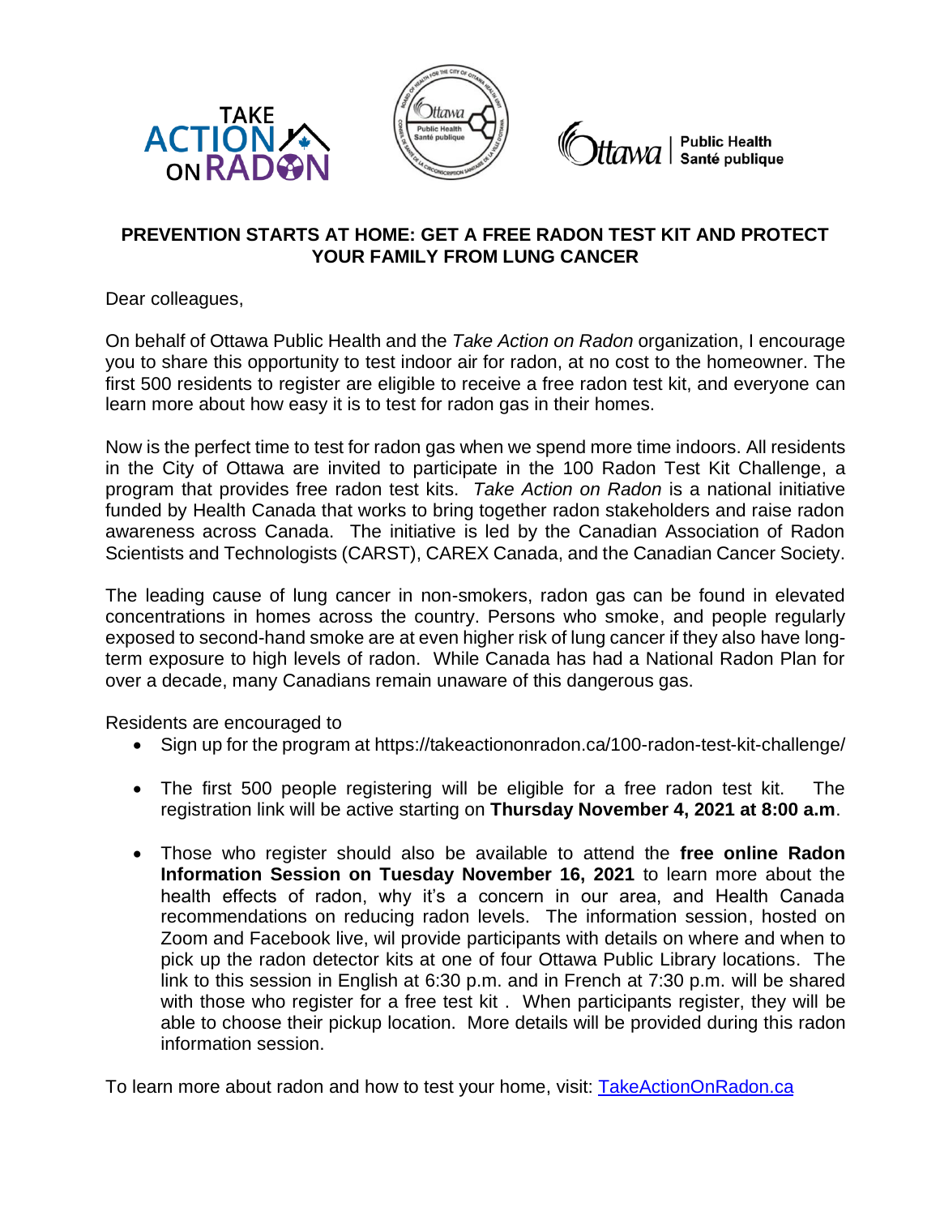## PREVENTION STARTS AT HOME: GET A FREE RADON TEST KIT AND PROTECT YOUR FAMILY FROM LUNG CANCER

Dear colleagues,

On behalf of Ottawa Public Health and the *Take Action on Radon* organization, I encourage you to share this opportunity to test indoor air for radon, at no cost to the homeowner. The first 500 residents to register are eligible to receive a free radon test kit, and everyone can learn more about how easy it is to test for radon gas in their homes.

Now is the perfect time to test for radon gas when we spend more time indoors. All residents in the City of Ottawa are invited to participate in the 100 Radon Test Kit Challenge, a program that provides free radon test kits. *Take Action on Radon* is a national initiative funded by Health Canada that works to bring together radon stakeholders and raise radon awareness across Canada. The initiative is led by the Canadian Association of Radon Scientists and Technologists (CARST), CAREX Canada, and the Canadian Cancer Society.

The leading cause of lung cancer in non-smokers, radon gas can be found in elevated concentrations in homes across the country. Persons who smoke, and people regularly exposed to second-hand smoke are at even higher risk of lung cancer if they also have long-term exposure to high levels of radon. While Canada has had a National Radon Plan for over a decade, many Canadians remain unaware of this dangerous gas.

Residents are encouraged to

- Sign up for the program at https://takeactiononradon.ca/100-radon-test-kit-challenge/
- The first 500 people registering will be eligible for a free radon test kit. The registration link will be active starting on **Thursday November 4, 2021 at 8:00 a.m**.
- Those who register should also be available to attend the **free online Radon Information Session on Tuesday November 16, 2021** to learn more about the health effects of radon, why it's a concern in our area, and Health Canada recommendations on reducing radon levels. The information session, hosted on Zoom and Facebook live, wil provide participants with details on where and when to pick up the radon detector kits at one of four Ottawa Public Library locations. The link to this session in English at 6:30 p.m. and in French at 7:30 p.m. will be shared with those who register for a free test kit . When participants register, they will be able to choose their pickup location. More details will be provided during this radon information session.

To learn more about radon and how to test your home, visit: [TakeActionOnRadon.ca](https://TakeActionOnRadon.ca)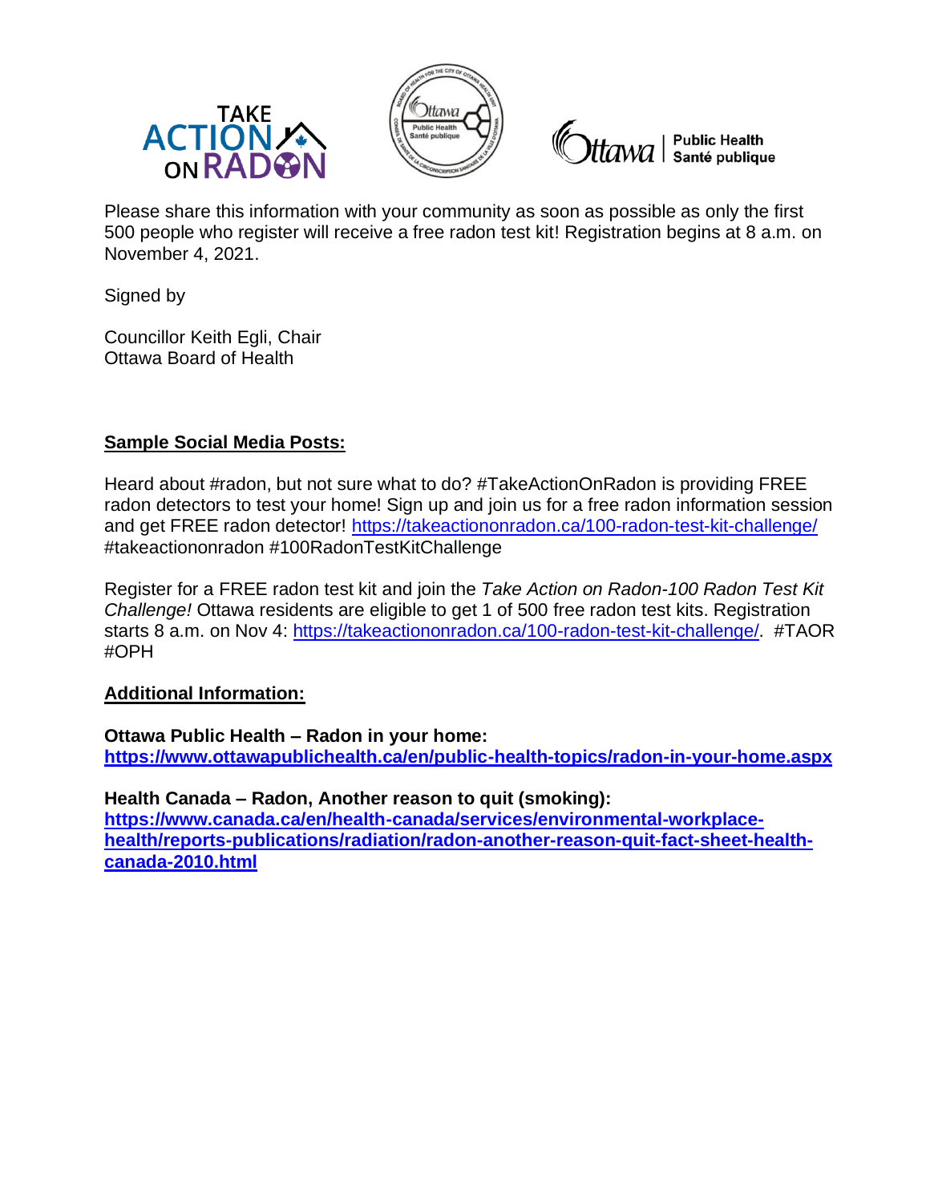Please share this information with your community as soon as possible as only the first 500 people who register will receive a free radon test kit! Registration begins at 8 a.m. on November 4, 2021.

Signed by

Councillor Keith Egli, Chair
Ottawa Board of Health

**Sample Social Media Posts:**

Heard about #radon, but not sure what to do? #TakeActionOnRadon is providing FREE radon detectors to test your home! Sign up and join us for a free radon information session and get FREE radon detector! https://takeactiononradon.ca/100-radon-test-kit-challenge/ #takeactiononradon #100RadonTestKitChallenge

Register for a FREE radon test kit and join the *Take Action on Radon-100 Radon Test Kit Challenge!* Ottawa residents are eligible to get 1 of 500 free radon test kits. Registration starts 8 a.m. on Nov 4: https://takeactiononradon.ca/100-radon-test-kit-challenge/. #TAOR #OPH

**Additional Information:**

**Ottawa Public Health – Radon in your home:**
**https://www.ottawapublichealth.ca/en/public-health-topics/radon-in-your-home.aspx**

**Health Canada – Radon, Another reason to quit (smoking):**
**https://www.canada.ca/en/health-canada/services/environmental-workplace-health/reports-publications/radiation/radon-another-reason-quit-fact-sheet-health-canada-2010.html**